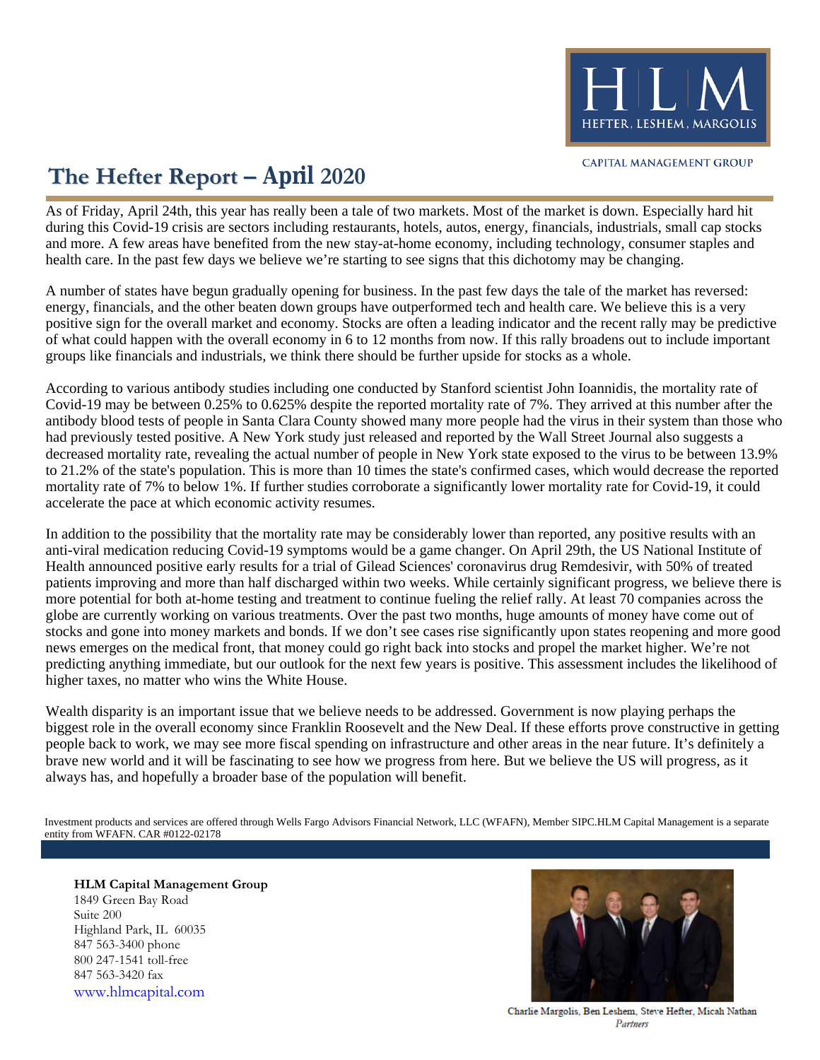HLM
HEFTER, LESHEM, MARGOLIS

CAPITAL MANAGEMENT GROUP

# The Hefter Report – April 2020

As of Friday, April 24th, this year has really been a tale of two markets. Most of the market is down. Especially hard hit during this Covid-19 crisis are sectors including restaurants, hotels, autos, energy, financials, industrials, small cap stocks and more. A few areas have benefited from the new stay-at-home economy, including technology, consumer staples and health care. In the past few days we believe we're starting to see signs that this dichotomy may be changing.

A number of states have begun gradually opening for business. In the past few days the tale of the market has reversed: energy, financials, and the other beaten down groups have outperformed tech and health care. We believe this is a very positive sign for the overall market and economy. Stocks are often a leading indicator and the recent rally may be predictive of what could happen with the overall economy in 6 to 12 months from now. If this rally broadens out to include important groups like financials and industrials, we think there should be further upside for stocks as a whole.

According to various antibody studies including one conducted by Stanford scientist John Ioannidis, the mortality rate of Covid-19 may be between 0.25% to 0.625% despite the reported mortality rate of 7%. They arrived at this number after the antibody blood tests of people in Santa Clara County showed many more people had the virus in their system than those who had previously tested positive. A New York study just released and reported by the Wall Street Journal also suggests a decreased mortality rate, revealing the actual number of people in New York state exposed to the virus to be between 13.9% to 21.2% of the state's population. This is more than 10 times the state's confirmed cases, which would decrease the reported mortality rate of 7% to below 1%. If further studies corroborate a significantly lower mortality rate for Covid-19, it could accelerate the pace at which economic activity resumes.

In addition to the possibility that the mortality rate may be considerably lower than reported, any positive results with an anti-viral medication reducing Covid-19 symptoms would be a game changer. On April 29th, the US National Institute of Health announced positive early results for a trial of Gilead Sciences' coronavirus drug Remdesivir, with 50% of treated patients improving and more than half discharged within two weeks. While certainly significant progress, we believe there is more potential for both at-home testing and treatment to continue fueling the relief rally. At least 70 companies across the globe are currently working on various treatments. Over the past two months, huge amounts of money have come out of stocks and gone into money markets and bonds. If we don't see cases rise significantly upon states reopening and more good news emerges on the medical front, that money could go right back into stocks and propel the market higher. We're not predicting anything immediate, but our outlook for the next few years is positive. This assessment includes the likelihood of higher taxes, no matter who wins the White House.

Wealth disparity is an important issue that we believe needs to be addressed. Government is now playing perhaps the biggest role in the overall economy since Franklin Roosevelt and the New Deal. If these efforts prove constructive in getting people back to work, we may see more fiscal spending on infrastructure and other areas in the near future. It's definitely a brave new world and it will be fascinating to see how we progress from here. But we believe the US will progress, as it always has, and hopefully a broader base of the population will benefit.

Investment products and services are offered through Wells Fargo Advisors Financial Network, LLC (WFAFN), Member SIPC.HLM Capital Management is a separate entity from WFAFN. CAR #0122-02178

**HLM Capital Management Group**
1849 Green Bay Road
Suite 200
Highland Park, IL 60035
847 563-3400 phone
800 247-1541 toll-free
847 563-3420 fax
www.hlmcapital.com

Charlie Margolis, Ben Leshem, Steve Hefter, Micah Nathan
*Partners*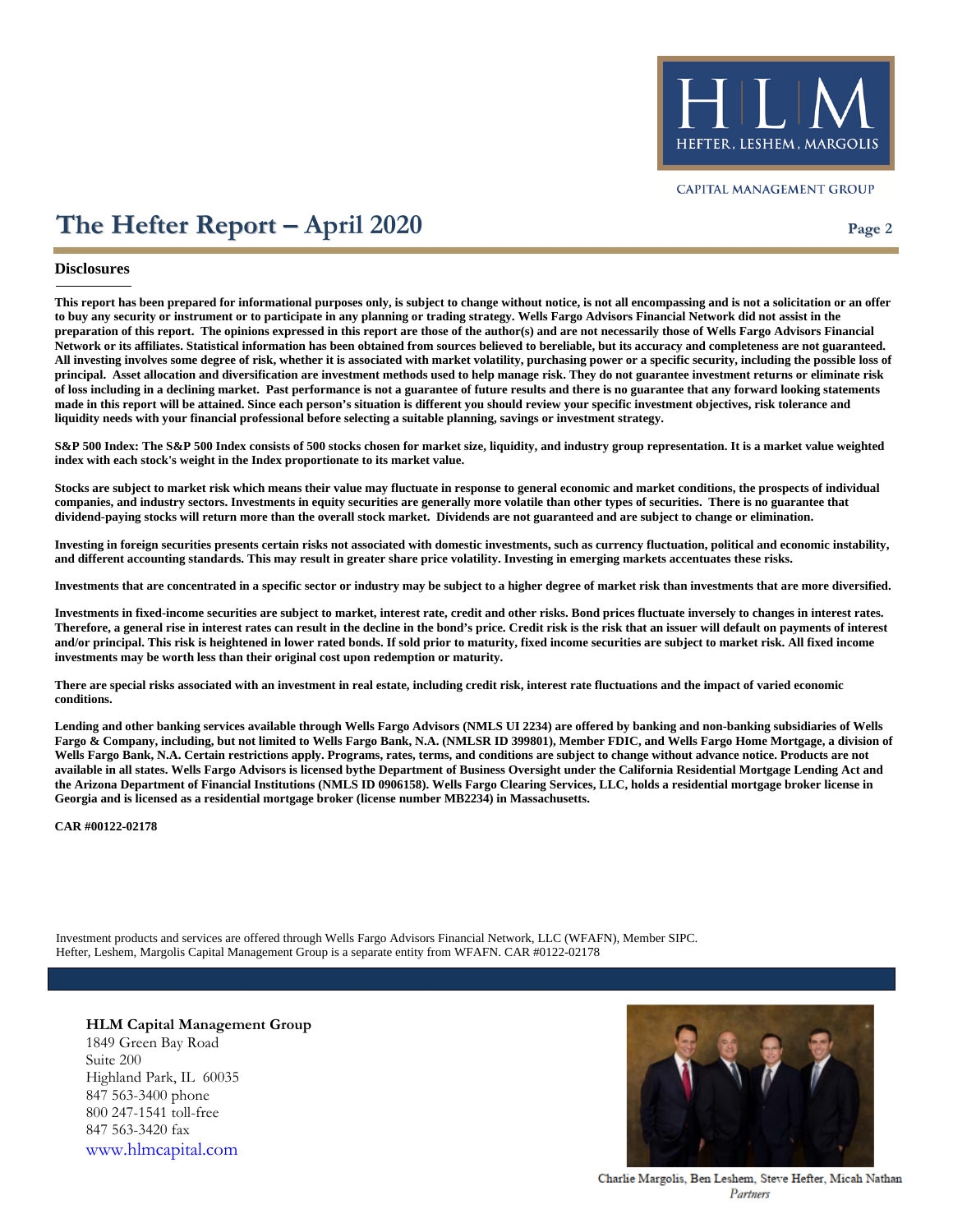## Disclosures

**This report has been prepared for informational purposes only, is subject to change without notice, is not all encompassing and is not a solicitation or an offer to buy any security or instrument or to participate in any planning or trading strategy. Wells Fargo Advisors Financial Network did not assist in the preparation of this report. The opinions expressed in this report are those of the author(s) and are not necessarily those of Wells Fargo Advisors Financial Network or its affiliates. Statistical information has been obtained from sources believed to bereliable, but its accuracy and completeness are not guaranteed. All investing involves some degree of risk, whether it is associated with market volatility, purchasing power or a specific security, including the possible loss of principal. Asset allocation and diversification are investment methods used to help manage risk. They do not guarantee investment returns or eliminate risk of loss including in a declining market. Past performance is not a guarantee of future results and there is no guarantee that any forward looking statements made in this report will be attained. Since each person's situation is different you should review your specific investment objectives, risk tolerance and liquidity needs with your financial professional before selecting a suitable planning, savings or investment strategy.**

**S&P 500 Index: The S&P 500 Index consists of 500 stocks chosen for market size, liquidity, and industry group representation. It is a market value weighted index with each stock's weight in the Index proportionate to its market value.**

**Stocks are subject to market risk which means their value may fluctuate in response to general economic and market conditions, the prospects of individual companies, and industry sectors. Investments in equity securities are generally more volatile than other types of securities. There is no guarantee that dividend-paying stocks will return more than the overall stock market. Dividends are not guaranteed and are subject to change or elimination.**

**Investing in foreign securities presents certain risks not associated with domestic investments, such as currency fluctuation, political and economic instability, and different accounting standards. This may result in greater share price volatility. Investing in emerging markets accentuates these risks.**

**Investments that are concentrated in a specific sector or industry may be subject to a higher degree of market risk than investments that are more diversified.**

**Investments in fixed-income securities are subject to market, interest rate, credit and other risks. Bond prices fluctuate inversely to changes in interest rates. Therefore, a general rise in interest rates can result in the decline in the bond's price. Credit risk is the risk that an issuer will default on payments of interest and/or principal. This risk is heightened in lower rated bonds. If sold prior to maturity, fixed income securities are subject to market risk. All fixed income investments may be worth less than their original cost upon redemption or maturity.**

**There are special risks associated with an investment in real estate, including credit risk, interest rate fluctuations and the impact of varied economic conditions.**

**Lending and other banking services available through Wells Fargo Advisors (NMLS UI 2234) are offered by banking and non-banking subsidiaries of Wells Fargo & Company, including, but not limited to Wells Fargo Bank, N.A. (NMLSR ID 399801), Member FDIC, and Wells Fargo Home Mortgage, a division of Wells Fargo Bank, N.A. Certain restrictions apply. Programs, rates, terms, and conditions are subject to change without advance notice. Products are not available in all states. Wells Fargo Advisors is licensed bythe Department of Business Oversight under the California Residential Mortgage Lending Act and the Arizona Department of Financial Institutions (NMLS ID 0906158). Wells Fargo Clearing Services, LLC, holds a residential mortgage broker license in Georgia and is licensed as a residential mortgage broker (license number MB2234) in Massachusetts.**

**CAR #00122-02178**

Investment products and services are offered through Wells Fargo Advisors Financial Network, LLC (WFAFN), Member SIPC.
Hefter, Leshem, Margolis Capital Management Group is a separate entity from WFAFN. CAR #0122-02178

**HLM Capital Management Group**
1849 Green Bay Road
Suite 200
Highland Park, IL 60035
847 563-3400 phone
800 247-1541 toll-free
847 563-3420 fax
www.hlmcapital.com

Charlie Margolis, Ben Leshem, Steve Hefter, Micah Nathan
*Partners*